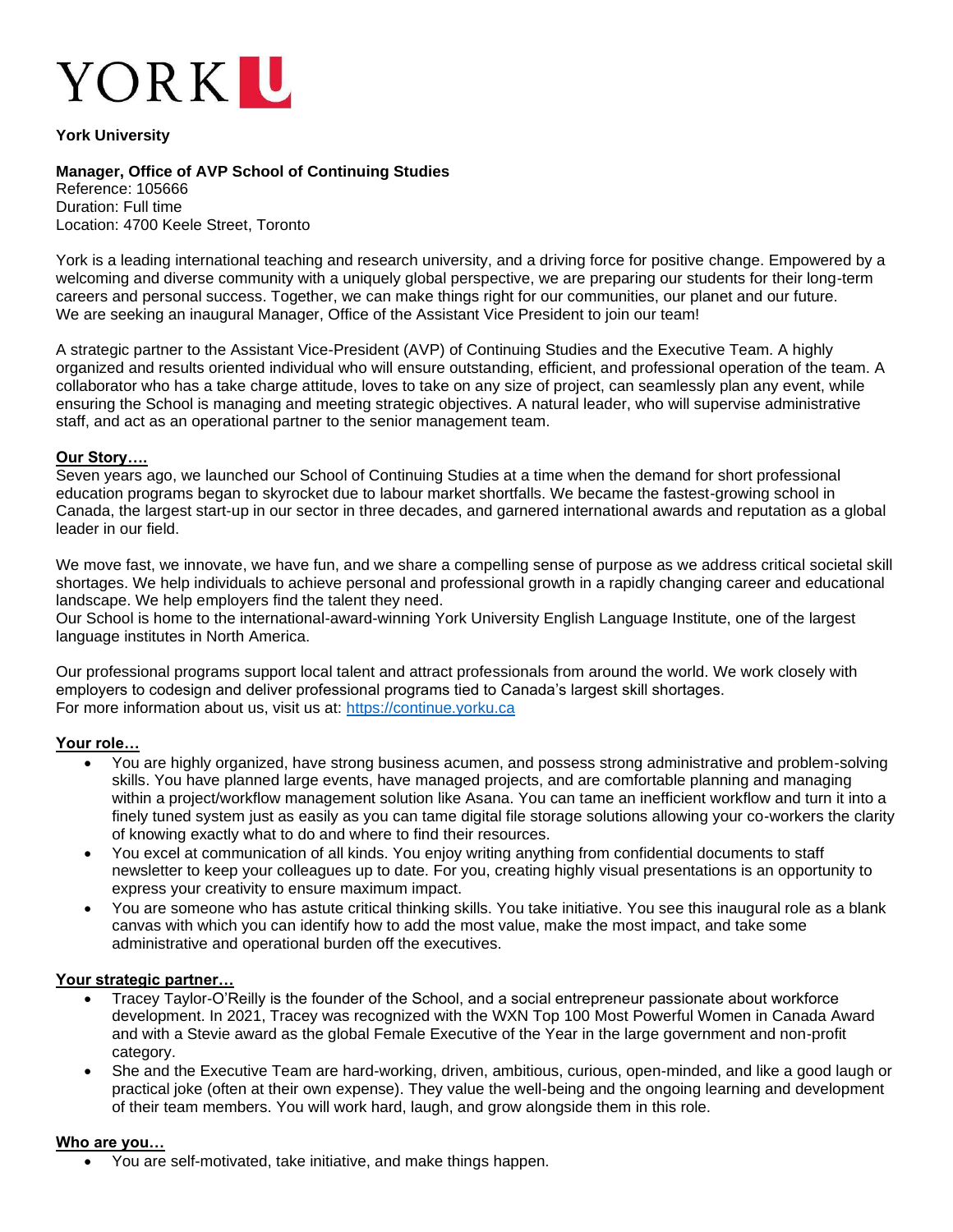# YORK U

**York University**

**Manager, Office of AVP School of Continuing Studies**
Reference: 105666
Duration: Full time
Location: 4700 Keele Street, Toronto

York is a leading international teaching and research university, and a driving force for positive change. Empowered by a welcoming and diverse community with a uniquely global perspective, we are preparing our students for their long-term careers and personal success. Together, we can make things right for our communities, our planet and our future.
We are seeking an inaugural Manager, Office of the Assistant Vice President to join our team!

A strategic partner to the Assistant Vice-President (AVP) of Continuing Studies and the Executive Team. A highly organized and results oriented individual who will ensure outstanding, efficient, and professional operation of the team. A collaborator who has a take charge attitude, loves to take on any size of project, can seamlessly plan any event, while ensuring the School is managing and meeting strategic objectives. A natural leader, who will supervise administrative staff, and act as an operational partner to the senior management team.

**Our Story….**

Seven years ago, we launched our School of Continuing Studies at a time when the demand for short professional education programs began to skyrocket due to labour market shortfalls. We became the fastest-growing school in Canada, the largest start-up in our sector in three decades, and garnered international awards and reputation as a global leader in our field.

We move fast, we innovate, we have fun, and we share a compelling sense of purpose as we address critical societal skill shortages. We help individuals to achieve personal and professional growth in a rapidly changing career and educational landscape. We help employers find the talent they need.
Our School is home to the international-award-winning York University English Language Institute, one of the largest language institutes in North America.

Our professional programs support local talent and attract professionals from around the world. We work closely with employers to codesign and deliver professional programs tied to Canada's largest skill shortages.
For more information about us, visit us at: [https://continue.yorku.ca](https://continue.yorku.ca)

**Your role…**

- You are highly organized, have strong business acumen, and possess strong administrative and problem-solving skills. You have planned large events, have managed projects, and are comfortable planning and managing within a project/workflow management solution like Asana. You can tame an inefficient workflow and turn it into a finely tuned system just as easily as you can tame digital file storage solutions allowing your co-workers the clarity of knowing exactly what to do and where to find their resources.
- You excel at communication of all kinds. You enjoy writing anything from confidential documents to staff newsletter to keep your colleagues up to date. For you, creating highly visual presentations is an opportunity to express your creativity to ensure maximum impact.
- You are someone who has astute critical thinking skills. You take initiative. You see this inaugural role as a blank canvas with which you can identify how to add the most value, make the most impact, and take some administrative and operational burden off the executives.

**Your strategic partner…**

- Tracey Taylor-O'Reilly is the founder of the School, and a social entrepreneur passionate about workforce development. In 2021, Tracey was recognized with the WXN Top 100 Most Powerful Women in Canada Award and with a Stevie award as the global Female Executive of the Year in the large government and non-profit category.
- She and the Executive Team are hard-working, driven, ambitious, curious, open-minded, and like a good laugh or practical joke (often at their own expense). They value the well-being and the ongoing learning and development of their team members. You will work hard, laugh, and grow alongside them in this role.

**Who are you…**

- You are self-motivated, take initiative, and make things happen.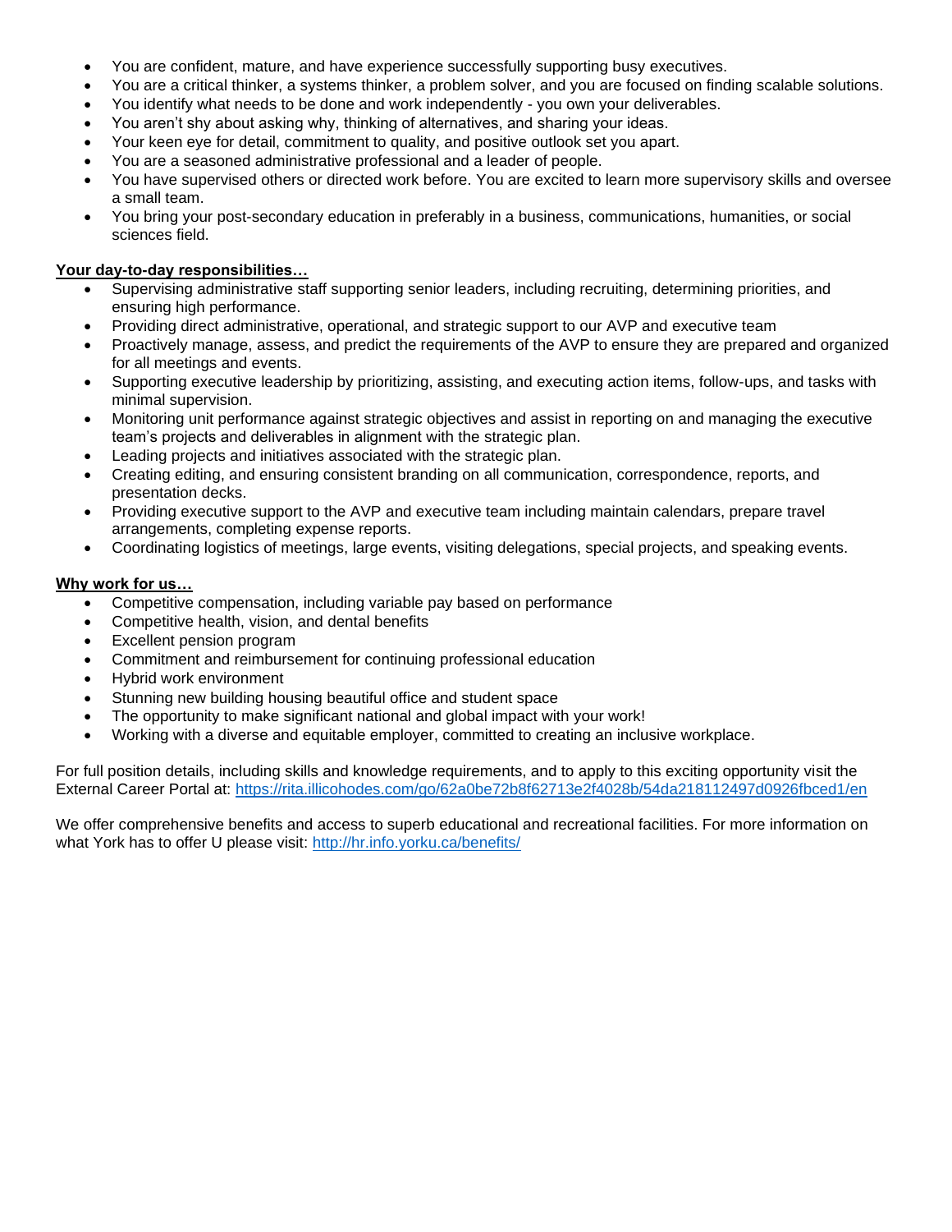- You are confident, mature, and have experience successfully supporting busy executives.
- You are a critical thinker, a systems thinker, a problem solver, and you are focused on finding scalable solutions.
- You identify what needs to be done and work independently - you own your deliverables.
- You aren't shy about asking why, thinking of alternatives, and sharing your ideas.
- Your keen eye for detail, commitment to quality, and positive outlook set you apart.
- You are a seasoned administrative professional and a leader of people.
- You have supervised others or directed work before. You are excited to learn more supervisory skills and oversee a small team.
- You bring your post-secondary education in preferably in a business, communications, humanities, or social sciences field.

**Your day-to-day responsibilities…**

- Supervising administrative staff supporting senior leaders, including recruiting, determining priorities, and ensuring high performance.
- Providing direct administrative, operational, and strategic support to our AVP and executive team
- Proactively manage, assess, and predict the requirements of the AVP to ensure they are prepared and organized for all meetings and events.
- Supporting executive leadership by prioritizing, assisting, and executing action items, follow-ups, and tasks with minimal supervision.
- Monitoring unit performance against strategic objectives and assist in reporting on and managing the executive team's projects and deliverables in alignment with the strategic plan.
- Leading projects and initiatives associated with the strategic plan.
- Creating editing, and ensuring consistent branding on all communication, correspondence, reports, and presentation decks.
- Providing executive support to the AVP and executive team including maintain calendars, prepare travel arrangements, completing expense reports.
- Coordinating logistics of meetings, large events, visiting delegations, special projects, and speaking events.

**Why work for us…**

- Competitive compensation, including variable pay based on performance
- Competitive health, vision, and dental benefits
- Excellent pension program
- Commitment and reimbursement for continuing professional education
- Hybrid work environment
- Stunning new building housing beautiful office and student space
- The opportunity to make significant national and global impact with your work!
- Working with a diverse and equitable employer, committed to creating an inclusive workplace.

For full position details, including skills and knowledge requirements, and to apply to this exciting opportunity visit the External Career Portal at: https://rita.illicohodes.com/go/62a0be72b8f62713e2f4028b/54da218112497d0926fbced1/en

We offer comprehensive benefits and access to superb educational and recreational facilities. For more information on what York has to offer U please visit: http://hr.info.yorku.ca/benefits/